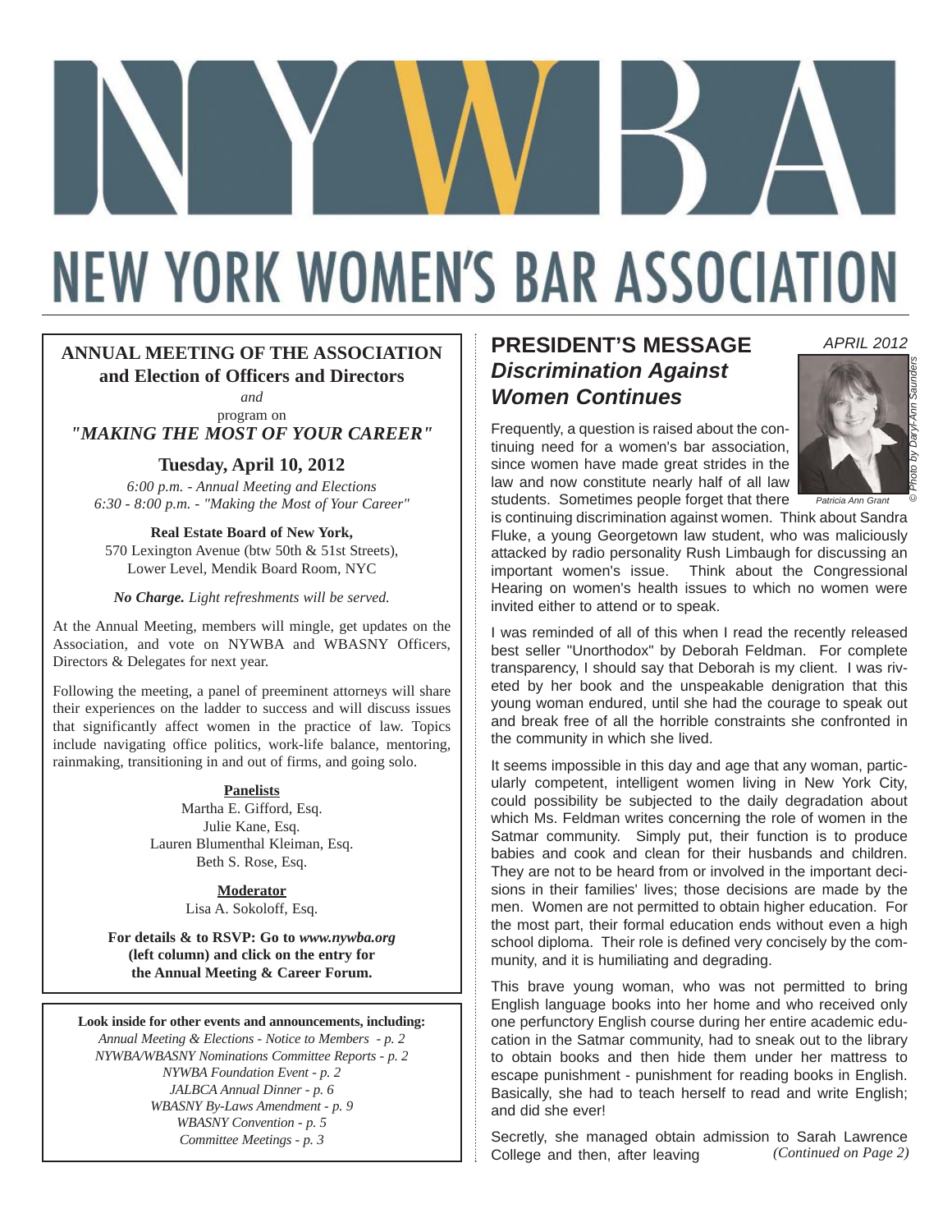# NEW YORK WOMEN'S BAR ASSOCIATION

APRIL 2012

## ANNUAL MEETING OF THE ASSOCIATION and Election of Officers and Directors

*and*

program on

***"MAKING THE MOST OF YOUR CAREER"***

**Tuesday, April 10, 2012**

*6:00 p.m. - Annual Meeting and Elections*
*6:30 - 8:00 p.m. - "Making the Most of Your Career"*

**Real Estate Board of New York,**
570 Lexington Avenue (btw 50th & 51st Streets),
Lower Level, Mendik Board Room, NYC

***No Charge.*** *Light refreshments will be served.*

At the Annual Meeting, members will mingle, get updates on the Association, and vote on NYWBA and WBASNY Officers, Directors & Delegates for next year.

Following the meeting, a panel of preeminent attorneys will share their experiences on the ladder to success and will discuss issues that significantly affect women in the practice of law. Topics include navigating office politics, work-life balance, mentoring, rainmaking, transitioning in and out of firms, and going solo.

**Panelists**
Martha E. Gifford, Esq.
Julie Kane, Esq.
Lauren Blumenthal Kleiman, Esq.
Beth S. Rose, Esq.

**Moderator**
Lisa A. Sokoloff, Esq.

**For details & to RSVP: Go to *www.nywba.org* (left column) and click on the entry for the Annual Meeting & Career Forum.**

**Look inside for other events and announcements, including:**

*Annual Meeting & Elections - Notice to Members - p. 2*
*NYWBA/WBASNY Nominations Committee Reports - p. 2*
*NYWBA Foundation Event - p. 2*
*JALBCA Annual Dinner - p. 6*
*WBASNY By-Laws Amendment - p. 9*
*WBASNY Convention - p. 5*
*Committee Meetings - p. 3*

## PRESIDENT'S MESSAGE
## *Discrimination Against Women Continues*

*Patricia Ann Grant*

*© Photo by Daryl-Ann Saunders*

Frequently, a question is raised about the continuing need for a women's bar association, since women have made great strides in the law and now constitute nearly half of all law students. Sometimes people forget that there is continuing discrimination against women. Think about Sandra Fluke, a young Georgetown law student, who was maliciously attacked by radio personality Rush Limbaugh for discussing an important women's issue. Think about the Congressional Hearing on women's health issues to which no women were invited either to attend or to speak.

I was reminded of all of this when I read the recently released best seller "Unorthodox" by Deborah Feldman. For complete transparency, I should say that Deborah is my client. I was riveted by her book and the unspeakable denigration that this young woman endured, until she had the courage to speak out and break free of all the horrible constraints she confronted in the community in which she lived.

It seems impossible in this day and age that any woman, particularly competent, intelligent women living in New York City, could possibility be subjected to the daily degradation about which Ms. Feldman writes concerning the role of women in the Satmar community. Simply put, their function is to produce babies and cook and clean for their husbands and children. They are not to be heard from or involved in the important decisions in their families' lives; those decisions are made by the men. Women are not permitted to obtain higher education. For the most part, their formal education ends without even a high school diploma. Their role is defined very concisely by the community, and it is humiliating and degrading.

This brave young woman, who was not permitted to bring English language books into her home and who received only one perfunctory English course during her entire academic education in the Satmar community, had to sneak out to the library to obtain books and then hide them under her mattress to escape punishment - punishment for reading books in English. Basically, she had to teach herself to read and write English; and did she ever!

Secretly, she managed obtain admission to Sarah Lawrence College and then, after leaving *(Continued on Page 2)*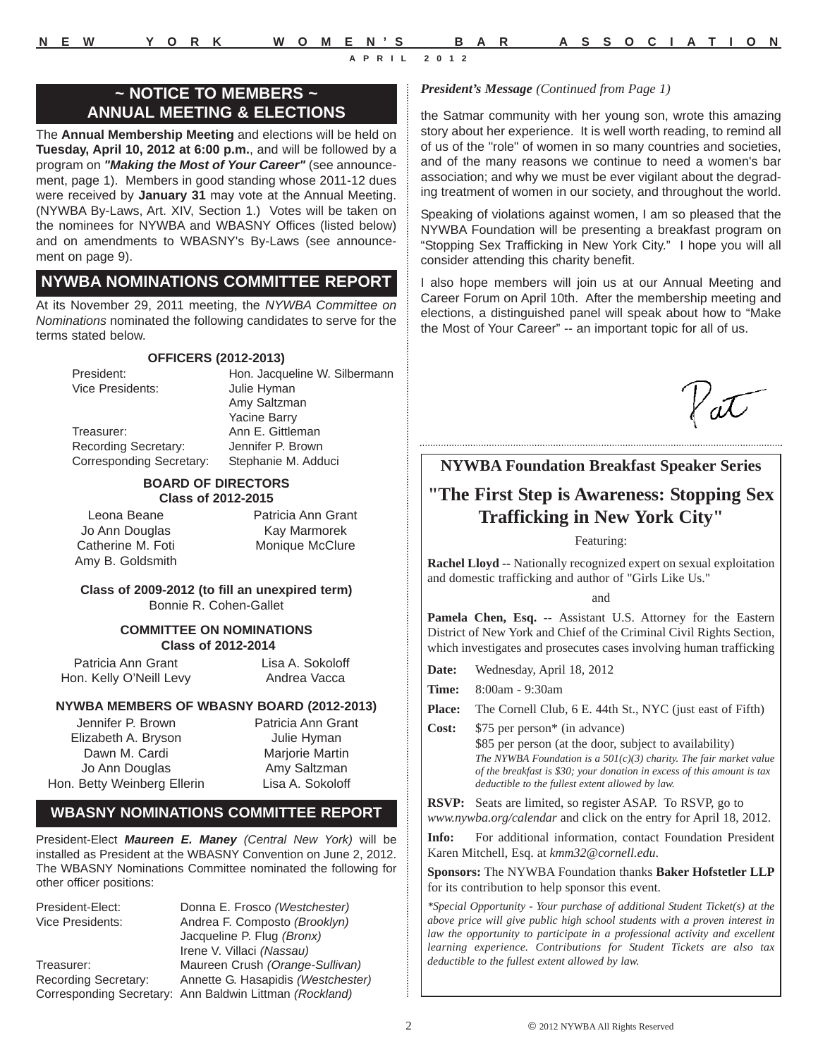## ~ NOTICE TO MEMBERS ~
## ANNUAL MEETING & ELECTIONS

The **Annual Membership Meeting** and elections will be held on **Tuesday, April 10, 2012 at 6:00 p.m.**, and will be followed by a program on ***"Making the Most of Your Career"*** (see announcement, page 1). Members in good standing whose 2011-12 dues were received by **January 31** may vote at the Annual Meeting. (NYWBA By-Laws, Art. XIV, Section 1.) Votes will be taken on the nominees for NYWBA and WBASNY Offices (listed below) and on amendments to WBASNY's By-Laws (see announcement on page 9).

## NYWBA NOMINATIONS COMMITTEE REPORT

At its November 29, 2011 meeting, the *NYWBA Committee on Nominations* nominated the following candidates to serve for the terms stated below.

### OFFICERS (2012-2013)

| | |
|---|---|
| President: | Hon. Jacqueline W. Silbermann |
| Vice Presidents: | Julie Hyman |
| | Amy Saltzman |
| | Yacine Barry |
| Treasurer: | Ann E. Gittleman |
| Recording Secretary: | Jennifer P. Brown |
| Corresponding Secretary: | Stephanie M. Adduci |

### BOARD OF DIRECTORS
**Class of 2012-2015**

Leona Beane
Jo Ann Douglas
Catherine M. Foti
Amy B. Goldsmith
Patricia Ann Grant
Kay Marmorek
Monique McClure

**Class of 2009-2012 (to fill an unexpired term)**

Bonnie R. Cohen-Gallet

### COMMITTEE ON NOMINATIONS
**Class of 2012-2014**

Patricia Ann Grant
Hon. Kelly O'Neill Levy
Lisa A. Sokoloff
Andrea Vacca

### NYWBA MEMBERS OF WBASNY BOARD (2012-2013)

Jennifer P. Brown
Elizabeth A. Bryson
Dawn M. Cardi
Jo Ann Douglas
Hon. Betty Weinberg Ellerin
Patricia Ann Grant
Julie Hyman
Marjorie Martin
Amy Saltzman
Lisa A. Sokoloff

## WBASNY NOMINATIONS COMMITTEE REPORT

President-Elect ***Maureen E. Maney*** *(Central New York)* will be installed as President at the WBASNY Convention on June 2, 2012. The WBASNY Nominations Committee nominated the following for other officer positions:

| | |
|---|---|
| President-Elect: | Donna E. Frosco *(Westchester)* |
| Vice Presidents: | Andrea F. Composto *(Brooklyn)* |
| | Jacqueline P. Flug *(Bronx)* |
| | Irene V. Villaci *(Nassau)* |
| Treasurer: | Maureen Crush *(Orange-Sullivan)* |
| Recording Secretary: | Annette G. Hasapidis *(Westchester)* |
| Corresponding Secretary: | Ann Baldwin Littman *(Rockland)* |

***President's Message*** *(Continued from Page 1)*

the Satmar community with her young son, wrote this amazing story about her experience. It is well worth reading, to remind all of us of the "role" of women in so many countries and societies, and of the many reasons we continue to need a women's bar association; and why we must be ever vigilant about the degrading treatment of women in our society, and throughout the world.

Speaking of violations against women, I am so pleased that the NYWBA Foundation will be presenting a breakfast program on "Stopping Sex Trafficking in New York City." I hope you will all consider attending this charity benefit.

I also hope members will join us at our Annual Meeting and Career Forum on April 10th. After the membership meeting and elections, a distinguished panel will speak about how to "Make the Most of Your Career" -- an important topic for all of us.

Pat

---

### NYWBA Foundation Breakfast Speaker Series

## "The First Step is Awareness: Stopping Sex Trafficking in New York City"

Featuring:

**Rachel Lloyd** -- Nationally recognized expert on sexual exploitation and domestic trafficking and author of "Girls Like Us."

and

**Pamela Chen, Esq.** -- Assistant U.S. Attorney for the Eastern District of New York and Chief of the Criminal Civil Rights Section, which investigates and prosecutes cases involving human trafficking

**Date:** Wednesday, April 18, 2012

**Time:** 8:00am - 9:30am

**Place:** The Cornell Club, 6 E. 44th St., NYC (just east of Fifth)

**Cost:** $75 per person* (in advance)
$85 per person (at the door, subject to availability)
*The NYWBA Foundation is a 501(c)(3) charity. The fair market value of the breakfast is $30; your donation in excess of this amount is tax deductible to the fullest extent allowed by law.*

**RSVP:** Seats are limited, so register ASAP. To RSVP, go to *www.nywba.org/calendar* and click on the entry for April 18, 2012.

**Info:** For additional information, contact Foundation President Karen Mitchell, Esq. at *kmm32@cornell.edu*.

**Sponsors:** The NYWBA Foundation thanks **Baker Hofstetler LLP** for its contribution to help sponsor this event.

*\*Special Opportunity - Your purchase of additional Student Ticket(s) at the above price will give public high school students with a proven interest in law the opportunity to participate in a professional activity and excellent learning experience. Contributions for Student Tickets are also tax deductible to the fullest extent allowed by law.*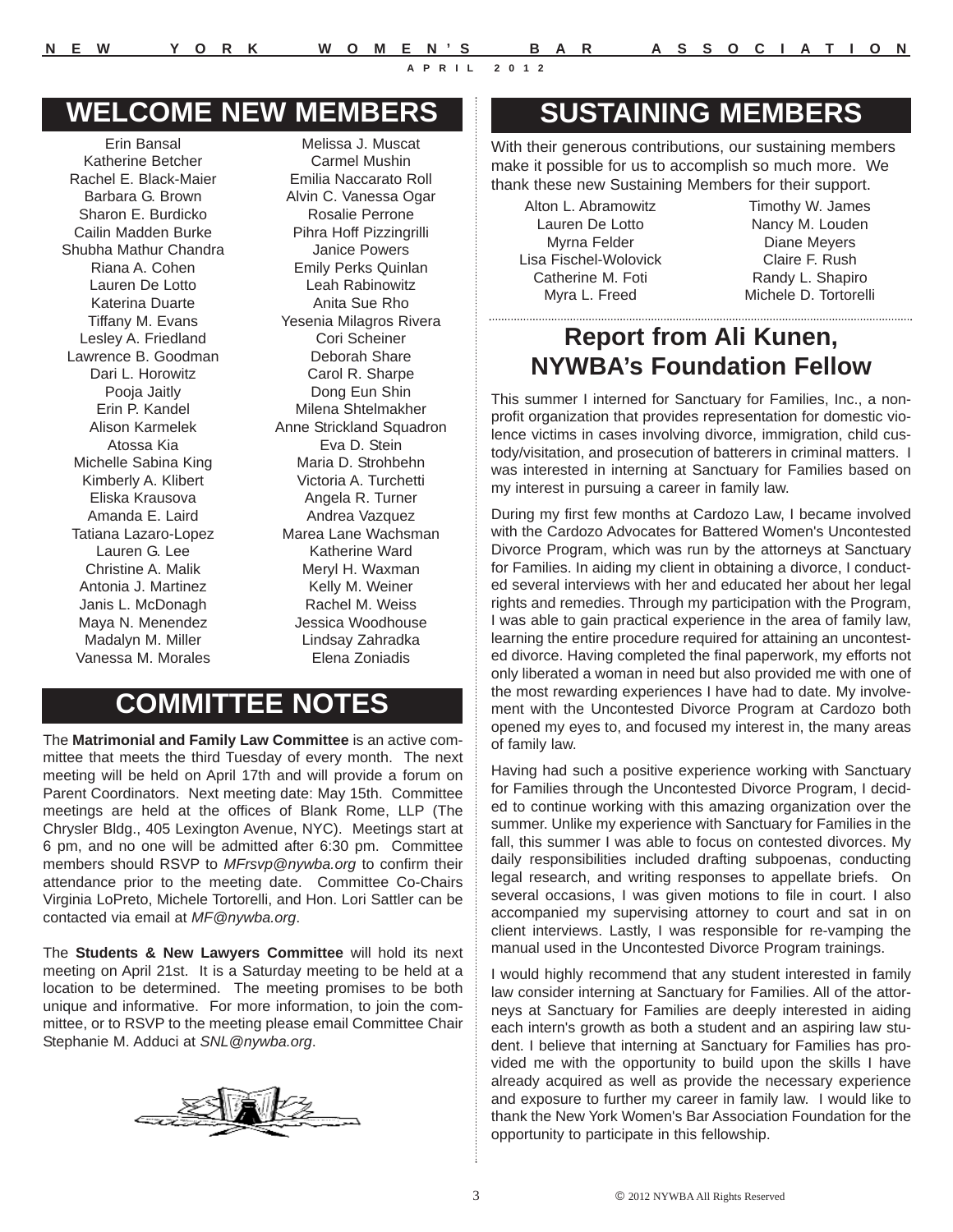## WELCOME NEW MEMBERS

Erin Bansal
Katherine Betcher
Rachel E. Black-Maier
Barbara G. Brown
Sharon E. Burdicko
Cailin Madden Burke
Shubha Mathur Chandra
Riana A. Cohen
Lauren De Lotto
Katerina Duarte
Tiffany M. Evans
Lesley A. Friedland
Lawrence B. Goodman
Dari L. Horowitz
Pooja Jaitly
Erin P. Kandel
Alison Karmelek
Atossa Kia
Michelle Sabina King
Kimberly A. Klibert
Eliska Krausova
Amanda E. Laird
Tatiana Lazaro-Lopez
Lauren G. Lee
Christine A. Malik
Antonia J. Martinez
Janis L. McDonagh
Maya N. Menendez
Madalyn M. Miller
Vanessa M. Morales
Melissa J. Muscat
Carmel Mushin
Emilia Naccarato Roll
Alvin C. Vanessa Ogar
Rosalie Perrone
Pihra Hoff Pizzingrilli
Janice Powers
Emily Perks Quinlan
Leah Rabinowitz
Anita Sue Rho
Yesenia Milagros Rivera
Cori Scheiner
Deborah Share
Carol R. Sharpe
Dong Eun Shin
Milena Shtelmakher
Anne Strickland Squadron
Eva D. Stein
Maria D. Strohbehn
Victoria A. Turchetti
Angela R. Turner
Andrea Vazquez
Marea Lane Wachsman
Katherine Ward
Meryl H. Waxman
Kelly M. Weiner
Rachel M. Weiss
Jessica Woodhouse
Lindsay Zahradka
Elena Zoniadis

## COMMITTEE NOTES

The **Matrimonial and Family Law Committee** is an active committee that meets the third Tuesday of every month. The next meeting will be held on April 17th and will provide a forum on Parent Coordinators. Next meeting date: May 15th. Committee meetings are held at the offices of Blank Rome, LLP (The Chrysler Bldg., 405 Lexington Avenue, NYC). Meetings start at 6 pm, and no one will be admitted after 6:30 pm. Committee members should RSVP to *MFrsvp@nywba.org* to confirm their attendance prior to the meeting date. Committee Co-Chairs Virginia LoPreto, Michele Tortorelli, and Hon. Lori Sattler can be contacted via email at *MF@nywba.org*.

The **Students & New Lawyers Committee** will hold its next meeting on April 21st. It is a Saturday meeting to be held at a location to be determined. The meeting promises to be both unique and informative. For more information, to join the committee, or to RSVP to the meeting please email Committee Chair Stephanie M. Adduci at *SNL@nywba.org*.

## SUSTAINING MEMBERS

With their generous contributions, our sustaining members make it possible for us to accomplish so much more. We thank these new Sustaining Members for their support.

Alton L. Abramowitz
Lauren De Lotto
Myrna Felder
Lisa Fischel-Wolovick
Catherine M. Foti
Myra L. Freed
Timothy W. James
Nancy M. Louden
Diane Meyers
Claire F. Rush
Randy L. Shapiro
Michele D. Tortorelli

## Report from Ali Kunen, NYWBA's Foundation Fellow

This summer I interned for Sanctuary for Families, Inc., a nonprofit organization that provides representation for domestic violence victims in cases involving divorce, immigration, child custody/visitation, and prosecution of batterers in criminal matters. I was interested in interning at Sanctuary for Families based on my interest in pursuing a career in family law.

During my first few months at Cardozo Law, I became involved with the Cardozo Advocates for Battered Women's Uncontested Divorce Program, which was run by the attorneys at Sanctuary for Families. In aiding my client in obtaining a divorce, I conducted several interviews with her and educated her about her legal rights and remedies. Through my participation with the Program, I was able to gain practical experience in the area of family law, learning the entire procedure required for attaining an uncontested divorce. Having completed the final paperwork, my efforts not only liberated a woman in need but also provided me with one of the most rewarding experiences I have had to date. My involvement with the Uncontested Divorce Program at Cardozo both opened my eyes to, and focused my interest in, the many areas of family law.

Having had such a positive experience working with Sanctuary for Families through the Uncontested Divorce Program, I decided to continue working with this amazing organization over the summer. Unlike my experience with Sanctuary for Families in the fall, this summer I was able to focus on contested divorces. My daily responsibilities included drafting subpoenas, conducting legal research, and writing responses to appellate briefs. On several occasions, I was given motions to file in court. I also accompanied my supervising attorney to court and sat in on client interviews. Lastly, I was responsible for re-vamping the manual used in the Uncontested Divorce Program trainings.

I would highly recommend that any student interested in family law consider interning at Sanctuary for Families. All of the attorneys at Sanctuary for Families are deeply interested in aiding each intern's growth as both a student and an aspiring law student. I believe that interning at Sanctuary for Families has provided me with the opportunity to build upon the skills I have already acquired as well as provide the necessary experience and exposure to further my career in family law. I would like to thank the New York Women's Bar Association Foundation for the opportunity to participate in this fellowship.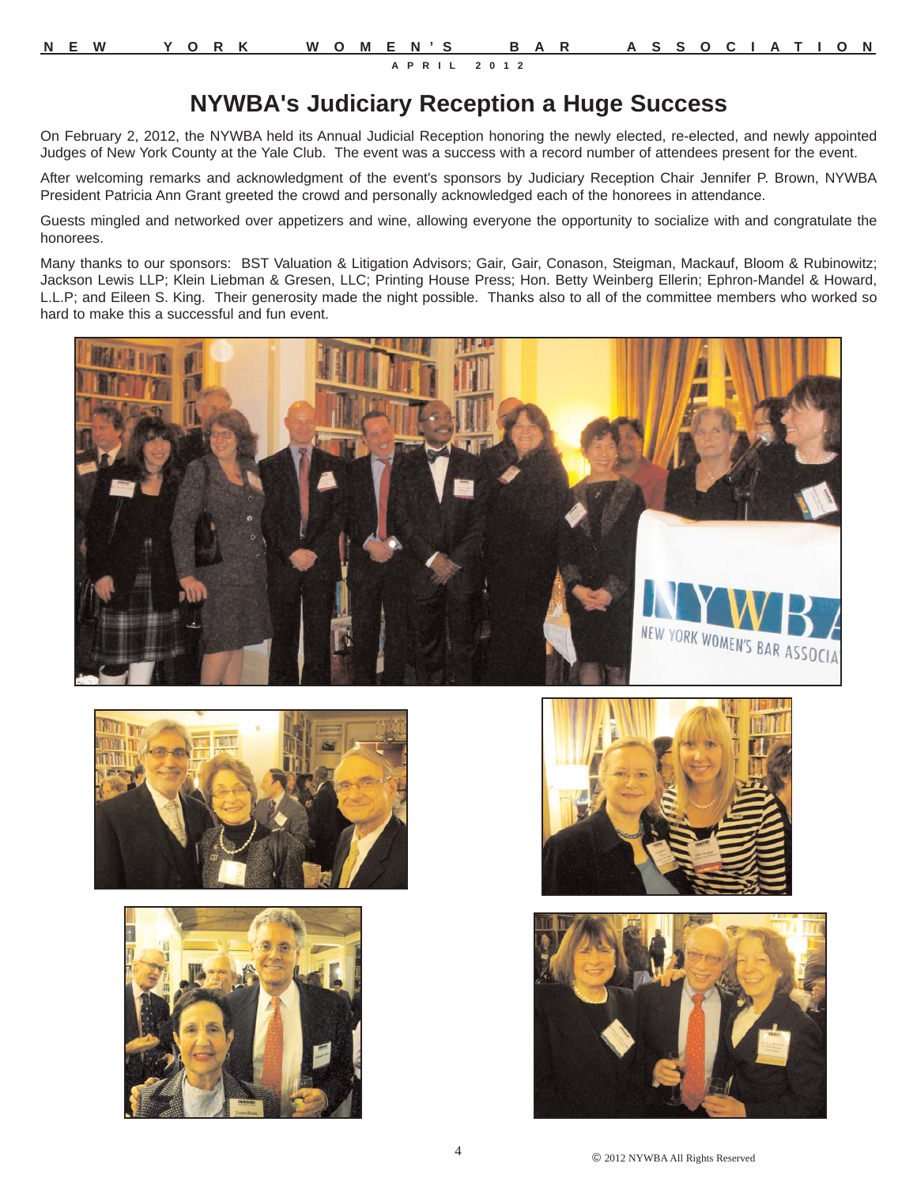# NYWBA's Judiciary Reception a Huge Success

On February 2, 2012, the NYWBA held its Annual Judicial Reception honoring the newly elected, re-elected, and newly appointed Judges of New York County at the Yale Club. The event was a success with a record number of attendees present for the event.

After welcoming remarks and acknowledgment of the event's sponsors by Judiciary Reception Chair Jennifer P. Brown, NYWBA President Patricia Ann Grant greeted the crowd and personally acknowledged each of the honorees in attendance.

Guests mingled and networked over appetizers and wine, allowing everyone the opportunity to socialize with and congratulate the honorees.

Many thanks to our sponsors: BST Valuation & Litigation Advisors; Gair, Gair, Conason, Steigman, Mackauf, Bloom & Rubinowitz; Jackson Lewis LLP; Klein Liebman & Gresen, LLC; Printing House Press; Hon. Betty Weinberg Ellerin; Ephron-Mandel & Howard, L.L.P; and Eileen S. King. Their generosity made the night possible. Thanks also to all of the committee members who worked so hard to make this a successful and fun event.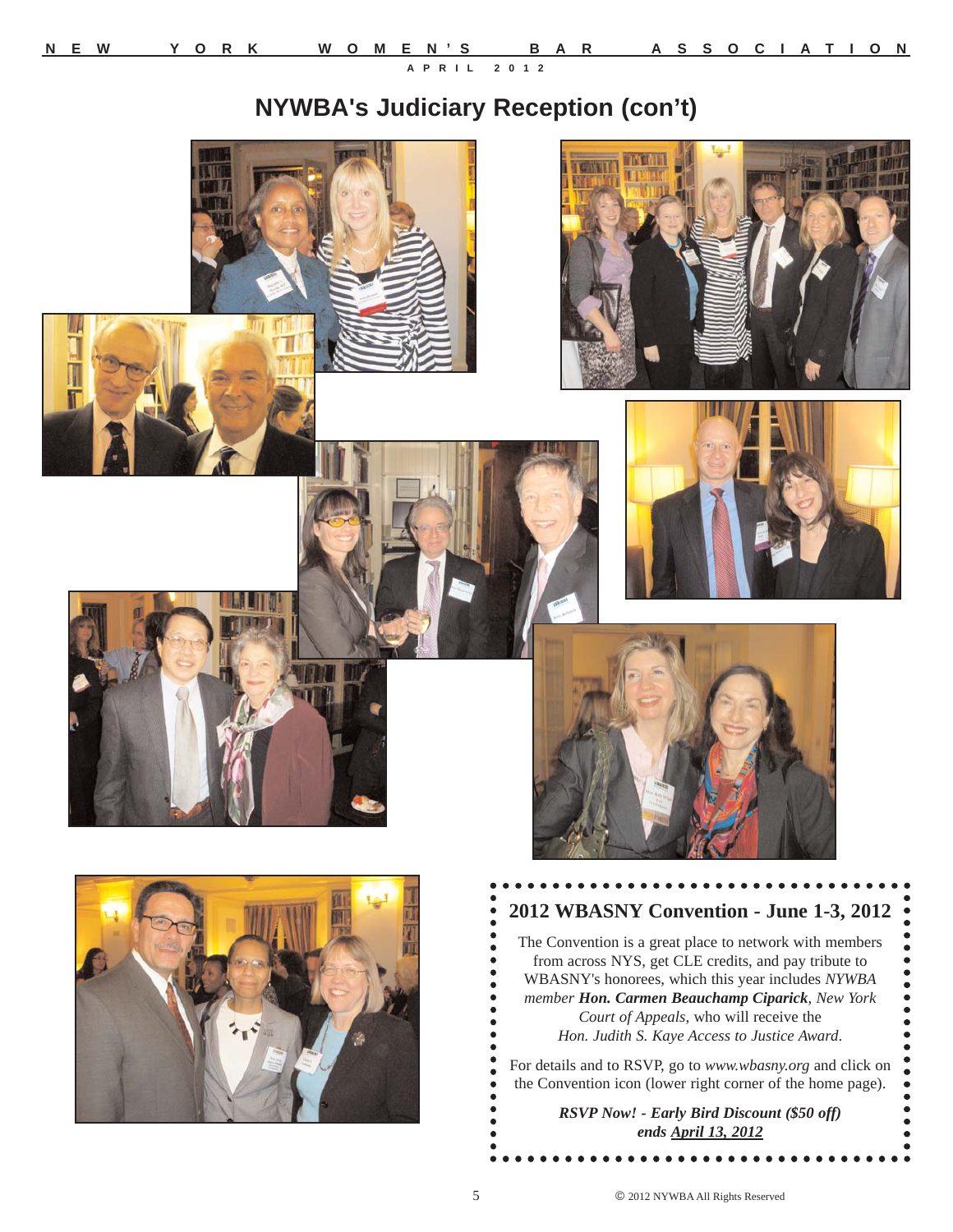# NYWBA's Judiciary Reception (con't)

## 2012 WBASNY Convention - June 1-3, 2012

The Convention is a great place to network with members from across NYS, get CLE credits, and pay tribute to WBASNY's honorees, which this year includes *NYWBA member* ***Hon. Carmen Beauchamp Ciparick****, New York Court of Appeals,* who will receive the *Hon. Judith S. Kaye Access to Justice Award*.

For details and to RSVP, go to *www.wbasny.org* and click on the Convention icon (lower right corner of the home page).

***RSVP Now! - Early Bird Discount ($50 off) ends April 13, 2012***

© 2012 NYWBA All Rights Reserved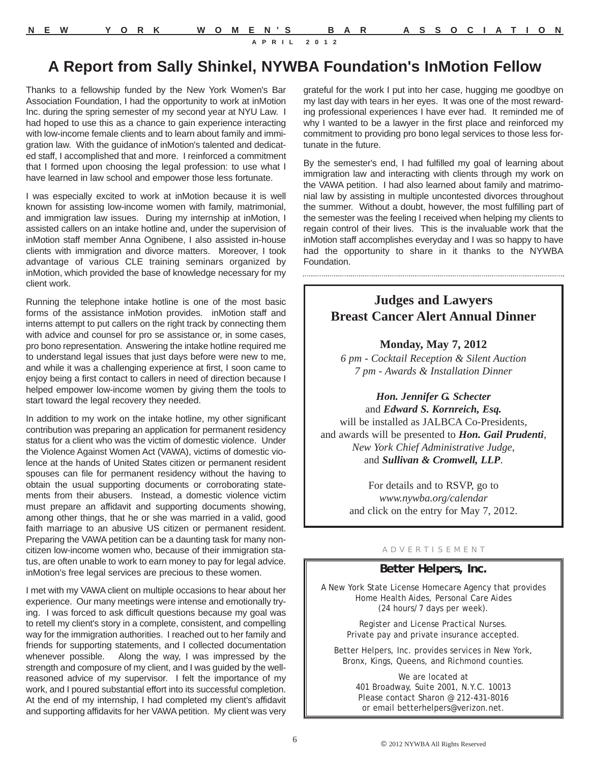# A Report from Sally Shinkel, NYWBA Foundation's InMotion Fellow

Thanks to a fellowship funded by the New York Women's Bar Association Foundation, I had the opportunity to work at inMotion Inc. during the spring semester of my second year at NYU Law. I had hoped to use this as a chance to gain experience interacting with low-income female clients and to learn about family and immigration law. With the guidance of inMotion's talented and dedicated staff, I accomplished that and more. I reinforced a commitment that I formed upon choosing the legal profession: to use what I have learned in law school and empower those less fortunate.

I was especially excited to work at inMotion because it is well known for assisting low-income women with family, matrimonial, and immigration law issues. During my internship at inMotion, I assisted callers on an intake hotline and, under the supervision of inMotion staff member Anna Ognibene, I also assisted in-house clients with immigration and divorce matters. Moreover, I took advantage of various CLE training seminars organized by inMotion, which provided the base of knowledge necessary for my client work.

Running the telephone intake hotline is one of the most basic forms of the assistance inMotion provides. inMotion staff and interns attempt to put callers on the right track by connecting them with advice and counsel for pro se assistance or, in some cases, pro bono representation. Answering the intake hotline required me to understand legal issues that just days before were new to me, and while it was a challenging experience at first, I soon came to enjoy being a first contact to callers in need of direction because I helped empower low-income women by giving them the tools to start toward the legal recovery they needed.

In addition to my work on the intake hotline, my other significant contribution was preparing an application for permanent residency status for a client who was the victim of domestic violence. Under the Violence Against Women Act (VAWA), victims of domestic violence at the hands of United States citizen or permanent resident spouses can file for permanent residency without the having to obtain the usual supporting documents or corroborating statements from their abusers. Instead, a domestic violence victim must prepare an affidavit and supporting documents showing, among other things, that he or she was married in a valid, good faith marriage to an abusive US citizen or permanent resident. Preparing the VAWA petition can be a daunting task for many non-citizen low-income women who, because of their immigration status, are often unable to work to earn money to pay for legal advice. inMotion's free legal services are precious to these women.

I met with my VAWA client on multiple occasions to hear about her experience. Our many meetings were intense and emotionally trying. I was forced to ask difficult questions because my goal was to retell my client's story in a complete, consistent, and compelling way for the immigration authorities. I reached out to her family and friends for supporting statements, and I collected documentation whenever possible. Along the way, I was impressed by the strength and composure of my client, and I was guided by the well-reasoned advice of my supervisor. I felt the importance of my work, and I poured substantial effort into its successful completion. At the end of my internship, I had completed my client's affidavit and supporting affidavits for her VAWA petition. My client was very grateful for the work I put into her case, hugging me goodbye on my last day with tears in her eyes. It was one of the most rewarding professional experiences I have ever had. It reminded me of why I wanted to be a lawyer in the first place and reinforced my commitment to providing pro bono legal services to those less fortunate in the future.

By the semester's end, I had fulfilled my goal of learning about immigration law and interacting with clients through my work on the VAWA petition. I had also learned about family and matrimonial law by assisting in multiple uncontested divorces throughout the summer. Without a doubt, however, the most fulfilling part of the semester was the feeling I received when helping my clients to regain control of their lives. This is the invaluable work that the inMotion staff accomplishes everyday and I was so happy to have had the opportunity to share in it thanks to the NYWBA Foundation.

---

## Judges and Lawyers Breast Cancer Alert Annual Dinner

**Monday, May 7, 2012**

*6 pm - Cocktail Reception & Silent Auction*
*7 pm - Awards & Installation Dinner*

***Hon. Jennifer G. Schecter*** and ***Edward S. Kornreich, Esq.*** will be installed as JALBCA Co-Presidents, and awards will be presented to ***Hon. Gail Prudenti***, *New York Chief Administrative Judge*, and ***Sullivan & Cromwell, LLP***.

For details and to RSVP, go to *www.nywba.org/calendar* and click on the entry for May 7, 2012.

---

ADVERTISEMENT

**Better Helpers, Inc.**

A New York State License Homecare Agency that provides Home Health Aides, Personal Care Aides (24 hours/7 days per week).

Register and License Practical Nurses. Private pay and private insurance accepted.

Better Helpers, Inc. provides services in New York, Bronx, Kings, Queens, and Richmond counties.

We are located at
401 Broadway, Suite 2001, N.Y.C. 10013
Please contact Sharon @ 212-431-8016
or email betterhelpers@verizon.net.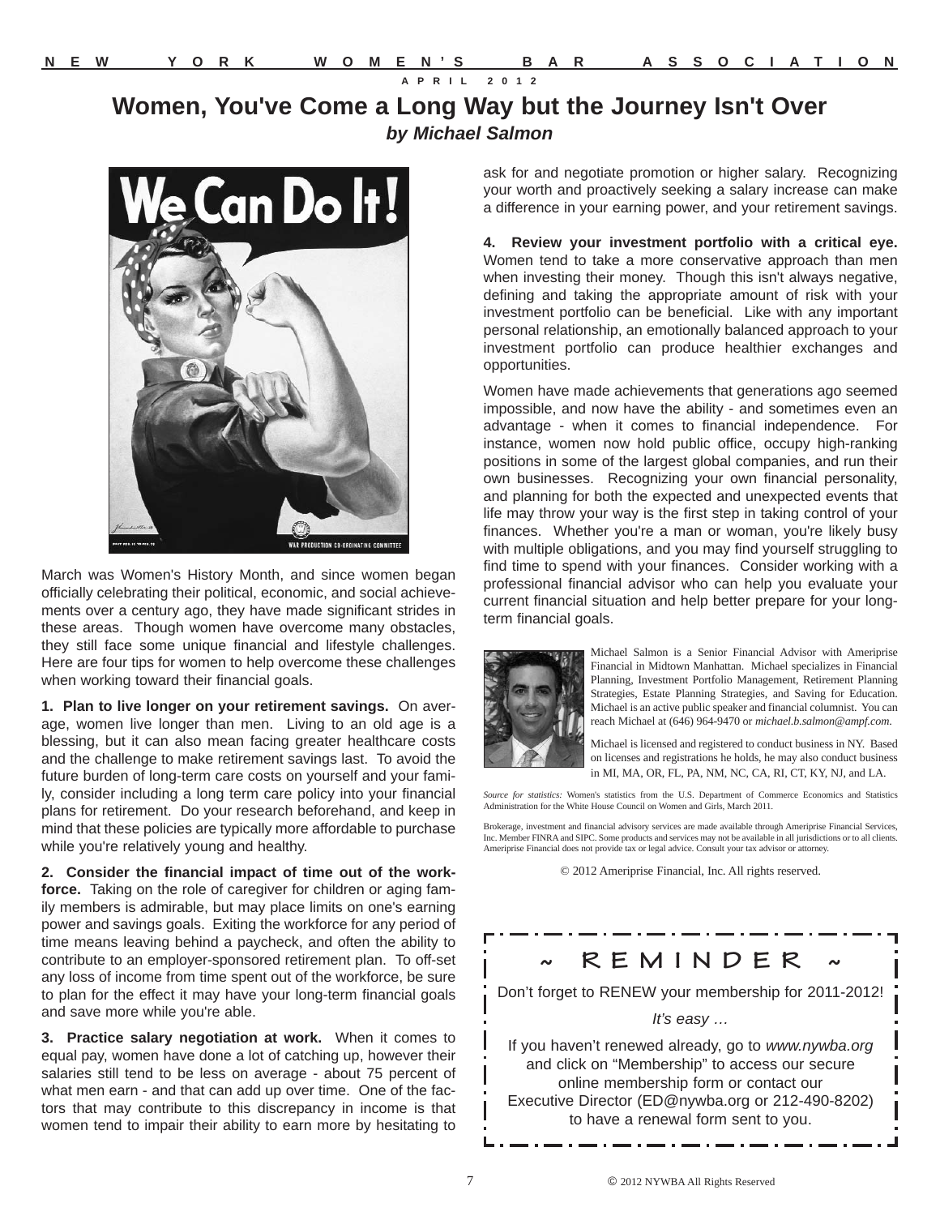# Women, You've Come a Long Way but the Journey Isn't Over

***by Michael Salmon***

March was Women's History Month, and since women began officially celebrating their political, economic, and social achievements over a century ago, they have made significant strides in these areas. Though women have overcome many obstacles, they still face some unique financial and lifestyle challenges. Here are four tips for women to help overcome these challenges when working toward their financial goals.

**1. Plan to live longer on your retirement savings.** On average, women live longer than men. Living to an old age is a blessing, but it can also mean facing greater healthcare costs and the challenge to make retirement savings last. To avoid the future burden of long-term care costs on yourself and your family, consider including a long term care policy into your financial plans for retirement. Do your research beforehand, and keep in mind that these policies are typically more affordable to purchase while you're relatively young and healthy.

**2. Consider the financial impact of time out of the workforce.** Taking on the role of caregiver for children or aging family members is admirable, but may place limits on one's earning power and savings goals. Exiting the workforce for any period of time means leaving behind a paycheck, and often the ability to contribute to an employer-sponsored retirement plan. To off-set any loss of income from time spent out of the workforce, be sure to plan for the effect it may have your long-term financial goals and save more while you're able.

**3. Practice salary negotiation at work.** When it comes to equal pay, women have done a lot of catching up, however their salaries still tend to be less on average - about 75 percent of what men earn - and that can add up over time. One of the factors that may contribute to this discrepancy in income is that women tend to impair their ability to earn more by hesitating to ask for and negotiate promotion or higher salary. Recognizing your worth and proactively seeking a salary increase can make a difference in your earning power, and your retirement savings.

**4. Review your investment portfolio with a critical eye.** Women tend to take a more conservative approach than men when investing their money. Though this isn't always negative, defining and taking the appropriate amount of risk with your investment portfolio can be beneficial. Like with any important personal relationship, an emotionally balanced approach to your investment portfolio can produce healthier exchanges and opportunities.

Women have made achievements that generations ago seemed impossible, and now have the ability - and sometimes even an advantage - when it comes to financial independence. For instance, women now hold public office, occupy high-ranking positions in some of the largest global companies, and run their own businesses. Recognizing your own financial personality, and planning for both the expected and unexpected events that life may throw your way is the first step in taking control of your finances. Whether you're a man or woman, you're likely busy with multiple obligations, and you may find yourself struggling to find time to spend with your finances. Consider working with a professional financial advisor who can help you evaluate your current financial situation and help better prepare for your long-term financial goals.

Michael Salmon is a Senior Financial Advisor with Ameriprise Financial in Midtown Manhattan. Michael specializes in Financial Planning, Investment Portfolio Management, Retirement Planning Strategies, Estate Planning Strategies, and Saving for Education. Michael is an active public speaker and financial columnist. You can reach Michael at (646) 964-9470 or *michael.b.salmon@ampf.com.*

Michael is licensed and registered to conduct business in NY. Based on licenses and registrations he holds, he may also conduct business in MI, MA, OR, FL, PA, NM, NC, CA, RI, CT, KY, NJ, and LA.

*Source for statistics:* Women's statistics from the U.S. Department of Commerce Economics and Statistics Administration for the White House Council on Women and Girls, March 2011.

Brokerage, investment and financial advisory services are made available through Ameriprise Financial Services, Inc. Member FINRA and SIPC. Some products and services may not be available in all jurisdictions or to all clients. Ameriprise Financial does not provide tax or legal advice. Consult your tax advisor or attorney.

© 2012 Ameriprise Financial, Inc. All rights reserved.

## ~ REMINDER ~

Don't forget to RENEW your membership for 2011-2012!

*It's easy …*

If you haven't renewed already, go to *www.nywba.org* and click on "Membership" to access our secure online membership form or contact our Executive Director (ED@nywba.org or 212-490-8202) to have a renewal form sent to you.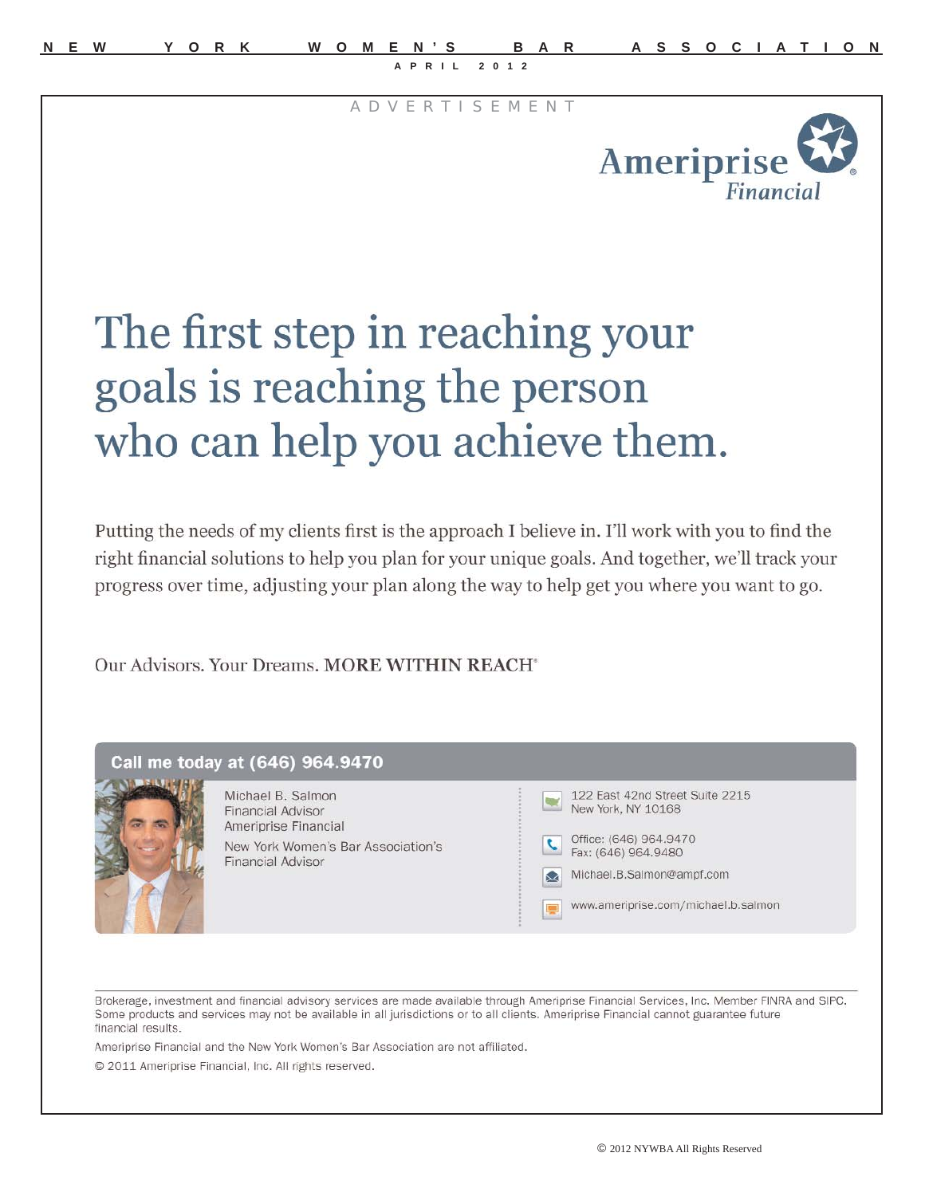ADVERTISEMENT

Ameriprise Financial

# The first step in reaching your goals is reaching the person who can help you achieve them.

Putting the needs of my clients first is the approach I believe in. I'll work with you to find the right financial solutions to help you plan for your unique goals. And together, we'll track your progress over time, adjusting your plan along the way to help get you where you want to go.

Our Advisors. Your Dreams. **MORE WITHIN REACH**®

**Call me today at (646) 964.9470**

Michael B. Salmon
Financial Advisor
Ameriprise Financial
New York Women's Bar Association's Financial Advisor

122 East 42nd Street Suite 2215
New York, NY 10168

Office: (646) 964.9470
Fax: (646) 964.9480

Michael.B.Salmon@ampf.com

www.ameriprise.com/michael.b.salmon

Brokerage, investment and financial advisory services are made available through Ameriprise Financial Services, Inc. Member FINRA and SIPC. Some products and services may not be available in all jurisdictions or to all clients. Ameriprise Financial cannot guarantee future financial results.

Ameriprise Financial and the New York Women's Bar Association are not affiliated.

© 2011 Ameriprise Financial, Inc. All rights reserved.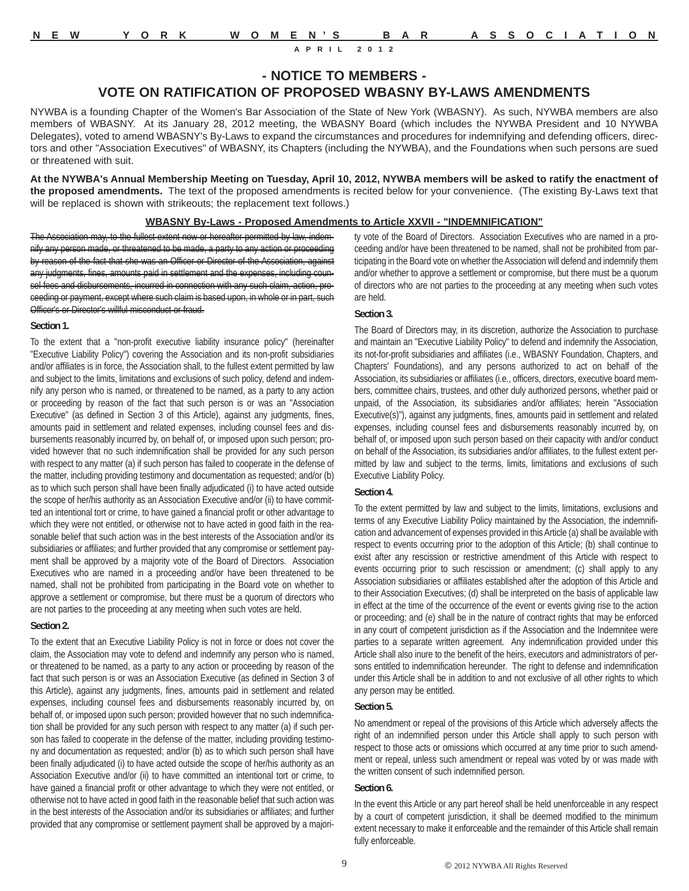# - NOTICE TO MEMBERS -
# VOTE ON RATIFICATION OF PROPOSED WBASNY BY-LAWS AMENDMENTS

NYWBA is a founding Chapter of the Women's Bar Association of the State of New York (WBASNY). As such, NYWBA members are also members of WBASNY. At its January 28, 2012 meeting, the WBASNY Board (which includes the NYWBA President and 10 NYWBA Delegates), voted to amend WBASNY's By-Laws to expand the circumstances and procedures for indemnifying and defending officers, directors and other "Association Executives" of WBASNY, its Chapters (including the NYWBA), and the Foundations when such persons are sued or threatened with suit.

**At the NYWBA's Annual Membership Meeting on Tuesday, April 10, 2012, NYWBA members will be asked to ratify the enactment of the proposed amendments.** The text of the proposed amendments is recited below for your convenience. (The existing By-Laws text that will be replaced is shown with strikeouts; the replacement text follows.)

## WBASNY By-Laws - Proposed Amendments to Article XXVII - "INDEMNIFICATION"

~~The Association may, to the fullest extent now or hereafter permitted by law, indemnify any person made, or threatened to be made, a party to any action or proceeding by reason of the fact that she was an Officer or Director of the Association, against any judgments, fines, amounts paid in settlement and the expenses, including counsel fees and disbursements, incurred in connection with any such claim, action, proceeding or payment, except where such claim is based upon, in whole or in part, such Officer's or Director's willful misconduct or fraud.~~

**Section 1.**

To the extent that a "non-profit executive liability insurance policy" (hereinafter "Executive Liability Policy") covering the Association and its non-profit subsidiaries and/or affiliates is in force, the Association shall, to the fullest extent permitted by law and subject to the limits, limitations and exclusions of such policy, defend and indemnify any person who is named, or threatened to be named, as a party to any action or proceeding by reason of the fact that such person is or was an "Association Executive" (as defined in Section 3 of this Article), against any judgments, fines, amounts paid in settlement and related expenses, including counsel fees and disbursements reasonably incurred by, on behalf of, or imposed upon such person; provided however that no such indemnification shall be provided for any such person with respect to any matter (a) if such person has failed to cooperate in the defense of the matter, including providing testimony and documentation as requested; and/or (b) as to which such person shall have been finally adjudicated (i) to have acted outside the scope of her/his authority as an Association Executive and/or (ii) to have committed an intentional tort or crime, to have gained a financial profit or other advantage to which they were not entitled, or otherwise not to have acted in good faith in the reasonable belief that such action was in the best interests of the Association and/or its subsidiaries or affiliates; and further provided that any compromise or settlement payment shall be approved by a majority vote of the Board of Directors. Association Executives who are named in a proceeding and/or have been threatened to be named, shall not be prohibited from participating in the Board vote on whether to approve a settlement or compromise, but there must be a quorum of directors who are not parties to the proceeding at any meeting when such votes are held.

**Section 2.**

To the extent that an Executive Liability Policy is not in force or does not cover the claim, the Association may vote to defend and indemnify any person who is named, or threatened to be named, as a party to any action or proceeding by reason of the fact that such person is or was an Association Executive (as defined in Section 3 of this Article), against any judgments, fines, amounts paid in settlement and related expenses, including counsel fees and disbursements reasonably incurred by, on behalf of, or imposed upon such person; provided however that no such indemnification shall be provided for any such person with respect to any matter (a) if such person has failed to cooperate in the defense of the matter, including providing testimony and documentation as requested; and/or (b) as to which such person shall have been finally adjudicated (i) to have acted outside the scope of her/his authority as an Association Executive and/or (ii) to have committed an intentional tort or crime, to have gained a financial profit or other advantage to which they were not entitled, or otherwise not to have acted in good faith in the reasonable belief that such action was in the best interests of the Association and/or its subsidiaries or affiliates; and further provided that any compromise or settlement payment shall be approved by a majority vote of the Board of Directors. Association Executives who are named in a proceeding and/or have been threatened to be named, shall not be prohibited from participating in the Board vote on whether the Association will defend and indemnify them and/or whether to approve a settlement or compromise, but there must be a quorum of directors who are not parties to the proceeding at any meeting when such votes are held.

**Section 3.**

The Board of Directors may, in its discretion, authorize the Association to purchase and maintain an "Executive Liability Policy" to defend and indemnify the Association, its not-for-profit subsidiaries and affiliates (i.e., WBASNY Foundation, Chapters, and Chapters' Foundations), and any persons authorized to act on behalf of the Association, its subsidiaries or affiliates (i.e., officers, directors, executive board members, committee chairs, trustees, and other duly authorized persons, whether paid or unpaid, of the Association, its subsidiaries and/or affiliates; herein "Association Executive(s)"), against any judgments, fines, amounts paid in settlement and related expenses, including counsel fees and disbursements reasonably incurred by, on behalf of, or imposed upon such person based on their capacity with and/or conduct on behalf of the Association, its subsidiaries and/or affiliates, to the fullest extent permitted by law and subject to the terms, limits, limitations and exclusions of such Executive Liability Policy.

**Section 4.**

To the extent permitted by law and subject to the limits, limitations, exclusions and terms of any Executive Liability Policy maintained by the Association, the indemnification and advancement of expenses provided in this Article (a) shall be available with respect to events occurring prior to the adoption of this Article; (b) shall continue to exist after any rescission or restrictive amendment of this Article with respect to events occurring prior to such rescission or amendment; (c) shall apply to any Association subsidiaries or affiliates established after the adoption of this Article and to their Association Executives; (d) shall be interpreted on the basis of applicable law in effect at the time of the occurrence of the event or events giving rise to the action or proceeding; and (e) shall be in the nature of contract rights that may be enforced in any court of competent jurisdiction as if the Association and the Indemnitee were parties to a separate written agreement. Any indemnification provided under this Article shall also inure to the benefit of the heirs, executors and administrators of persons entitled to indemnification hereunder. The right to defense and indemnification under this Article shall be in addition to and not exclusive of all other rights to which any person may be entitled.

**Section 5.**

No amendment or repeal of the provisions of this Article which adversely affects the right of an indemnified person under this Article shall apply to such person with respect to those acts or omissions which occurred at any time prior to such amendment or repeal, unless such amendment or repeal was voted by or was made with the written consent of such indemnified person.

**Section 6.**

In the event this Article or any part hereof shall be held unenforceable in any respect by a court of competent jurisdiction, it shall be deemed modified to the minimum extent necessary to make it enforceable and the remainder of this Article shall remain fully enforceable.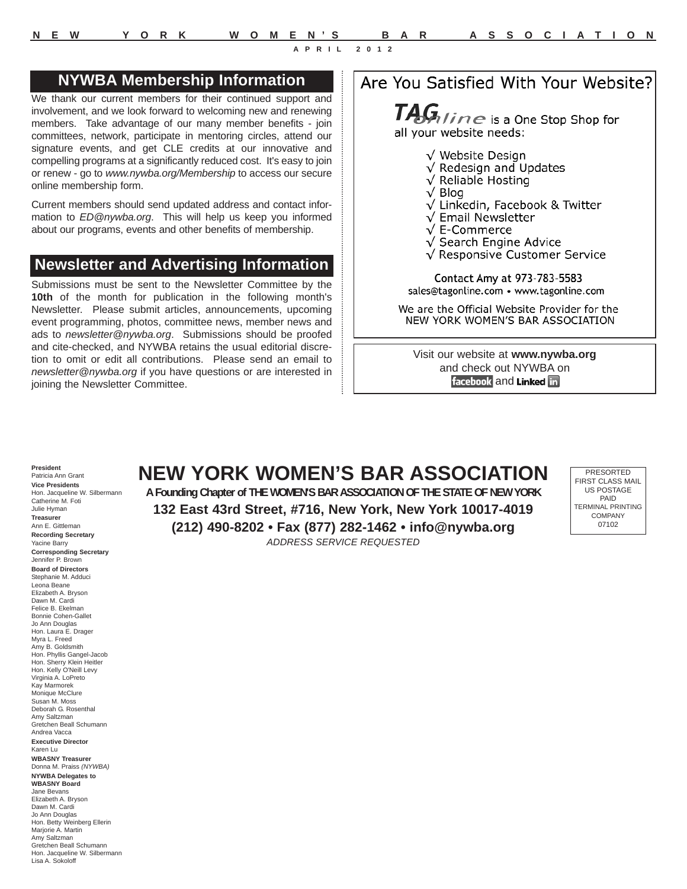## NYWBA Membership Information

We thank our current members for their continued support and involvement, and we look forward to welcoming new and renewing members. Take advantage of our many member benefits - join committees, network, participate in mentoring circles, attend our signature events, and get CLE credits at our innovative and compelling programs at a significantly reduced cost. It's easy to join or renew - go to *www.nywba.org/Membership* to access our secure online membership form.

Current members should send updated address and contact information to *ED@nywba.org*. This will help us keep you informed about our programs, events and other benefits of membership.

## Newsletter and Advertising Information

Submissions must be sent to the Newsletter Committee by the **10th** of the month for publication in the following month's Newsletter. Please submit articles, announcements, upcoming event programming, photos, committee news, member news and ads to *newsletter@nywba.org*. Submissions should be proofed and cite-checked, and NYWBA retains the usual editorial discretion to omit or edit all contributions. Please send an email to *newsletter@nywba.org* if you have questions or are interested in joining the Newsletter Committee.

## Are You Satisfied With Your Website?

TAG online is a One Stop Shop for all your website needs:

- √ Website Design
- √ Redesign and Updates
- √ Reliable Hosting
- √ Blog
- √ Linkedin, Facebook & Twitter
- √ Email Newsletter
- √ E-Commerce
- √ Search Engine Advice
- √ Responsive Customer Service

Contact Amy at 973-783-5583
sales@tagonline.com • www.tagonline.com

We are the Official Website Provider for the NEW YORK WOMEN'S BAR ASSOCIATION

Visit our website at **www.nywba.org** and check out NYWBA on facebook and LinkedIn

# NEW YORK WOMEN'S BAR ASSOCIATION

**A Founding Chapter of THE WOMEN'S BAR ASSOCIATION OF THE STATE OF NEW YORK**

**132 East 43rd Street, #716, New York, New York 10017-4019**

**(212) 490-8202 • Fax (877) 282-1462 • info@nywba.org**

*ADDRESS SERVICE REQUESTED*

PRESORTED
FIRST CLASS MAIL
US POSTAGE
PAID
TERMINAL PRINTING COMPANY
07102

**President**
Patricia Ann Grant

**Vice Presidents**
Hon. Jacqueline W. Silbermann
Catherine M. Foti
Julie Hyman

**Treasurer**
Ann E. Gittleman

**Recording Secretary**
Yacine Barry

**Corresponding Secretary**
Jennifer P. Brown

**Board of Directors**
Stephanie M. Adduci
Leona Beane
Elizabeth A. Bryson
Dawn M. Cardi
Felice B. Ekelman
Bonnie Cohen-Gallet
Jo Ann Douglas
Hon. Laura E. Drager
Myra L. Freed
Amy B. Goldsmith
Hon. Phyllis Gangel-Jacob
Hon. Sherry Klein Heitler
Hon. Kelly O'Neill Levy
Virginia A. LoPreto
Kay Marmorek
Monique McClure
Susan M. Moss
Deborah G. Rosenthal
Amy Saltzman
Gretchen Beall Schumann
Andrea Vacca

**Executive Director**
Karen Lu

**WBASNY Treasurer**
Donna M. Praiss *(NYWBA)*

**NYWBA Delegates to WBASNY Board**
Jane Bevans
Elizabeth A. Bryson
Dawn M. Cardi
Jo Ann Douglas
Hon. Betty Weinberg Ellerin
Marjorie A. Martin
Amy Saltzman
Gretchen Beall Schumann
Hon. Jacqueline W. Silbermann
Lisa A. Sokoloff